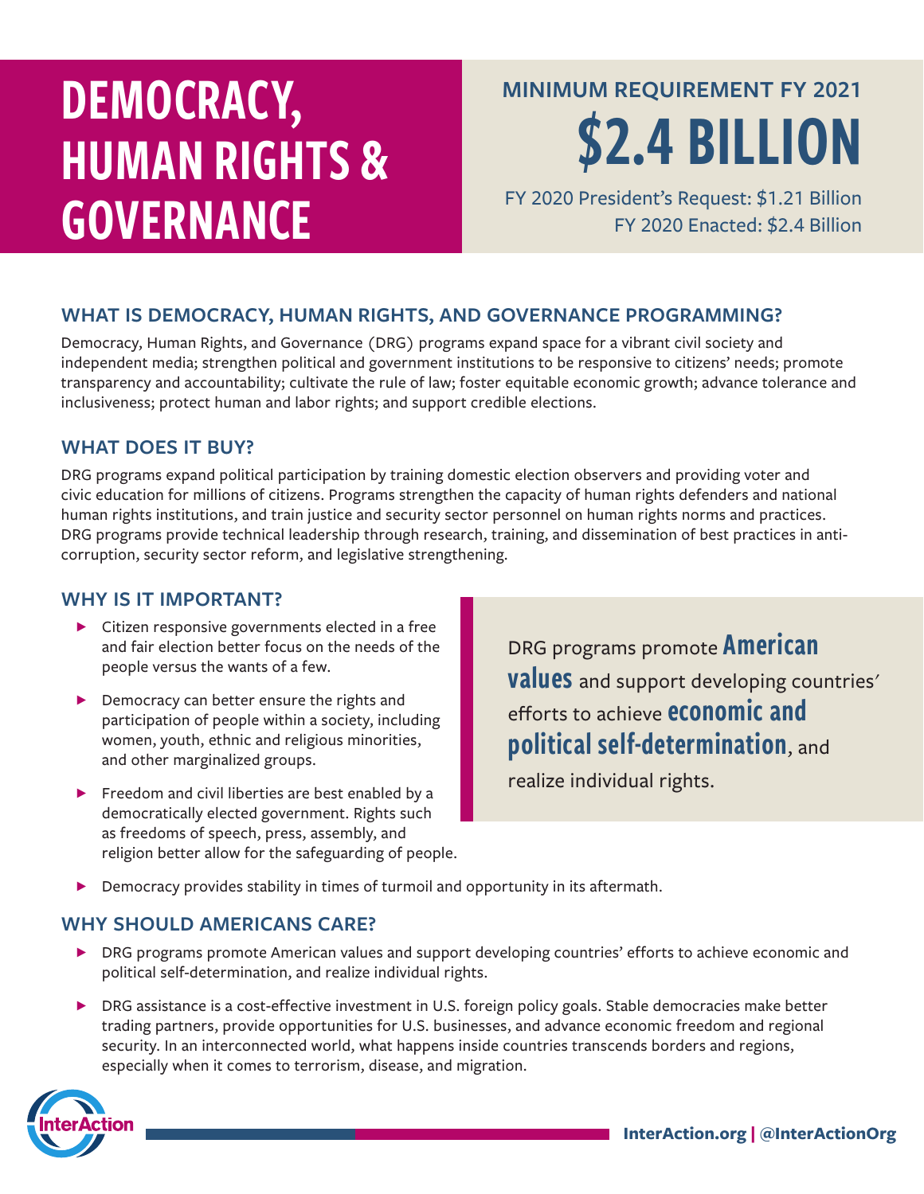# DEMOCRACY, HUMAN RIGHTS & GOVERNANCE

## MINIMUM REQUIREMENT FY 2021

# $2.4 BILLION

FY 2020 President's Request: $1.21 Billion
FY 2020 Enacted: $2.4 Billion

## WHAT IS DEMOCRACY, HUMAN RIGHTS, AND GOVERNANCE PROGRAMMING?

Democracy, Human Rights, and Governance (DRG) programs expand space for a vibrant civil society and independent media; strengthen political and government institutions to be responsive to citizens' needs; promote transparency and accountability; cultivate the rule of law; foster equitable economic growth; advance tolerance and inclusiveness; protect human and labor rights; and support credible elections.

## WHAT DOES IT BUY?

DRG programs expand political participation by training domestic election observers and providing voter and civic education for millions of citizens. Programs strengthen the capacity of human rights defenders and national human rights institutions, and train justice and security sector personnel on human rights norms and practices. DRG programs provide technical leadership through research, training, and dissemination of best practices in anti-corruption, security sector reform, and legislative strengthening.

## WHY IS IT IMPORTANT?

- Citizen responsive governments elected in a free and fair election better focus on the needs of the people versus the wants of a few.
- Democracy can better ensure the rights and participation of people within a society, including women, youth, ethnic and religious minorities, and other marginalized groups.
- Freedom and civil liberties are best enabled by a democratically elected government. Rights such as freedoms of speech, press, assembly, and religion better allow for the safeguarding of people.
- Democracy provides stability in times of turmoil and opportunity in its aftermath.

> DRG programs promote **American values** and support developing countries' efforts to achieve **economic and political self-determination**, and realize individual rights.

## WHY SHOULD AMERICANS CARE?

- DRG programs promote American values and support developing countries' efforts to achieve economic and political self-determination, and realize individual rights.
- DRG assistance is a cost-effective investment in U.S. foreign policy goals. Stable democracies make better trading partners, provide opportunities for U.S. businesses, and advance economic freedom and regional security. In an interconnected world, what happens inside countries transcends borders and regions, especially when it comes to terrorism, disease, and migration.

InterAction

InterAction.org | @InterActionOrg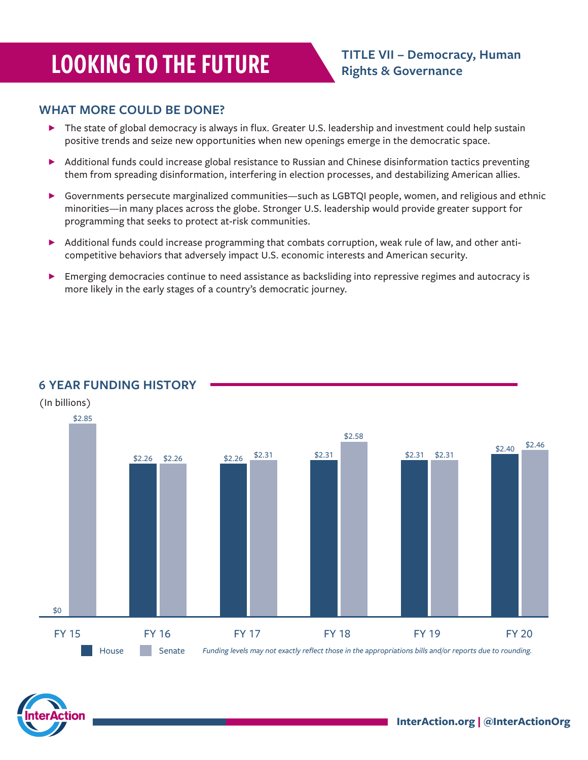# LOOKING TO THE FUTURE

**TITLE VII – Democracy, Human Rights & Governance**

## WHAT MORE COULD BE DONE?

- The state of global democracy is always in flux. Greater U.S. leadership and investment could help sustain positive trends and seize new opportunities when new openings emerge in the democratic space.
- Additional funds could increase global resistance to Russian and Chinese disinformation tactics preventing them from spreading disinformation, interfering in election processes, and destabilizing American allies.
- Governments persecute marginalized communities—such as LGBTQI people, women, and religious and ethnic minorities—in many places across the globe. Stronger U.S. leadership would provide greater support for programming that seeks to protect at-risk communities.
- Additional funds could increase programming that combats corruption, weak rule of law, and other anti-competitive behaviors that adversely impact U.S. economic interests and American security.
- Emerging democracies continue to need assistance as backsliding into repressive regimes and autocracy is more likely in the early stages of a country's democratic journey.

## 6 YEAR FUNDING HISTORY

(In billions)

FY 15: $0, $2.85

FY 16: $2.26, $2.26

FY 17: $2.26, $2.31

FY 18: $2.31, $2.58

FY 19: $2.31, $2.31

FY 20: $2.40, $2.46

House | Senate

*Funding levels may not exactly reflect those in the appropriations bills and/or reports due to rounding.*

InterAction.org | @InterActionOrg